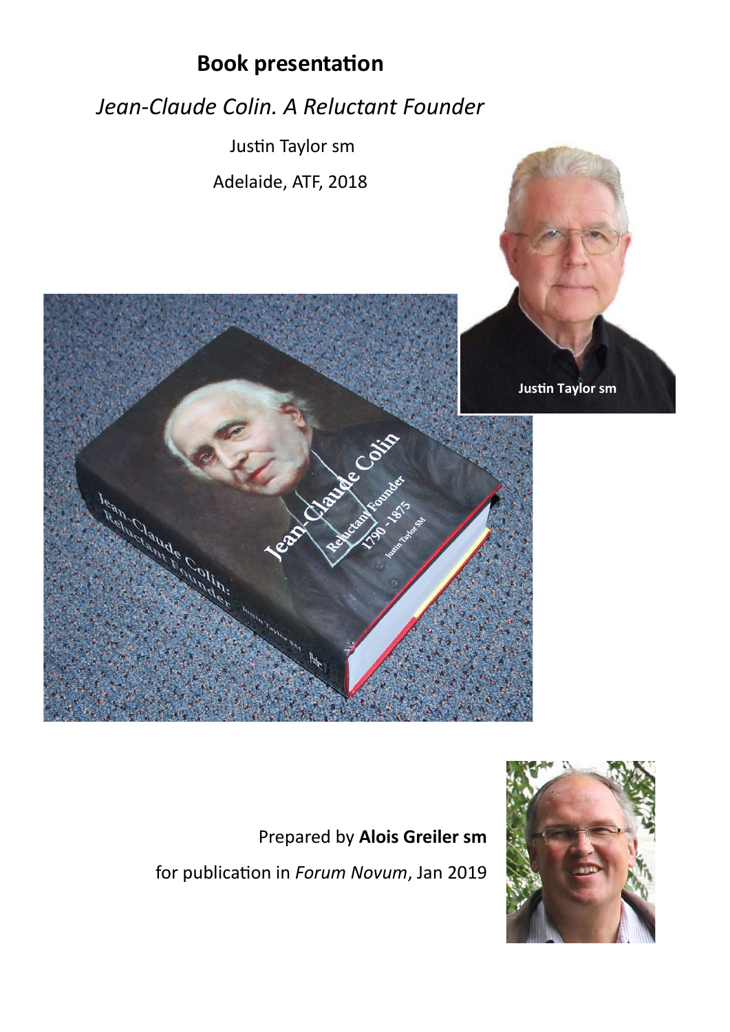# Book presentation

## *Jean-Claude Colin. A Reluctant Founder*

Justin Taylor sm

Adelaide, ATF, 2018

Justin Taylor sm

Prepared by **Alois Greiler sm**

for publication in *Forum Novum*, Jan 2019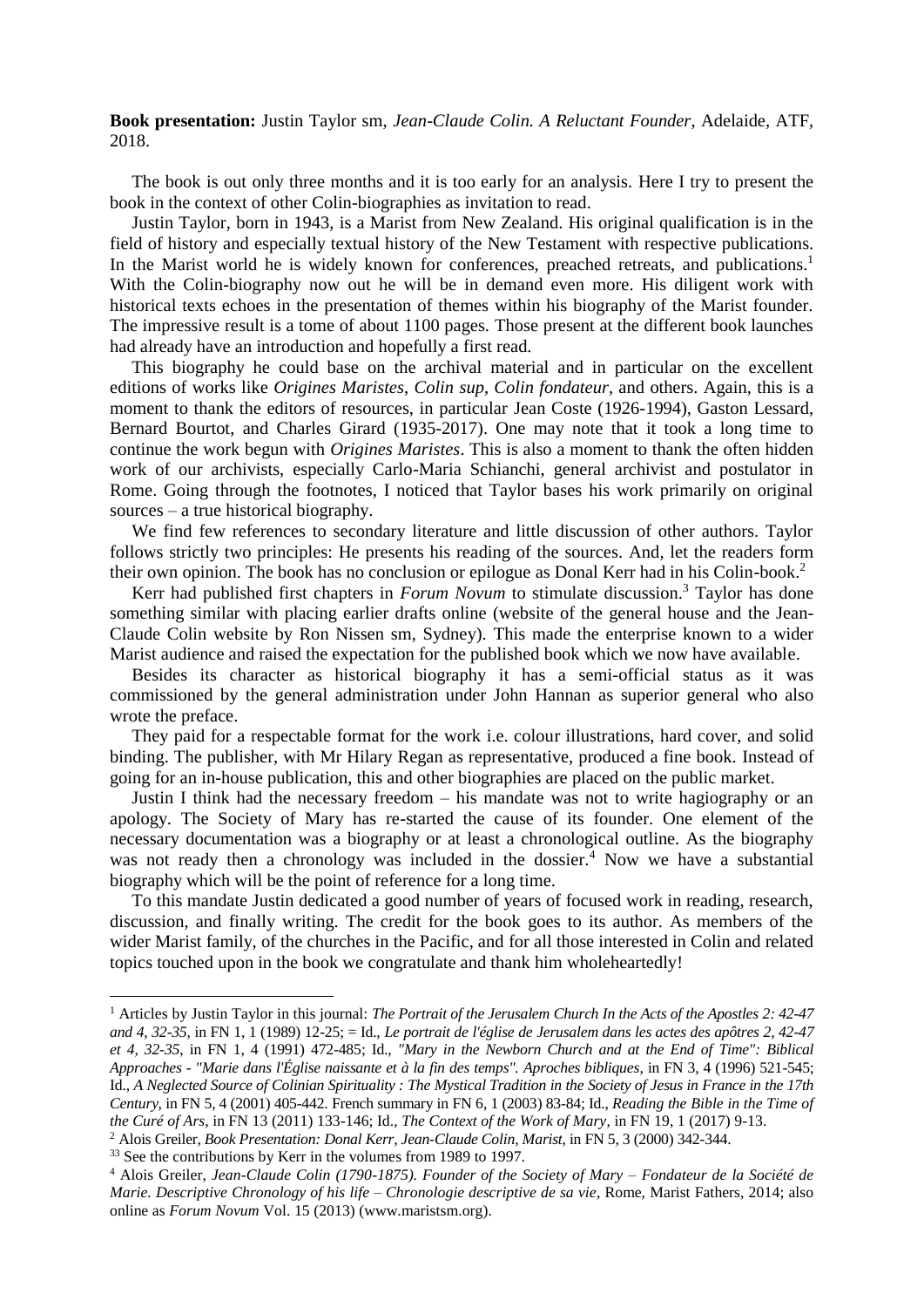**Book presentation:** Justin Taylor sm, *Jean-Claude Colin. A Reluctant Founder*, Adelaide, ATF, 2018.

The book is out only three months and it is too early for an analysis. Here I try to present the book in the context of other Colin-biographies as invitation to read.

Justin Taylor, born in 1943, is a Marist from New Zealand. His original qualification is in the field of history and especially textual history of the New Testament with respective publications. In the Marist world he is widely known for conferences, preached retreats, and publications.[1] With the Colin-biography now out he will be in demand even more. His diligent work with historical texts echoes in the presentation of themes within his biography of the Marist founder. The impressive result is a tome of about 1100 pages. Those present at the different book launches had already have an introduction and hopefully a first read.

This biography he could base on the archival material and in particular on the excellent editions of works like *Origines Maristes*, *Colin sup*, *Colin fondateur*, and others. Again, this is a moment to thank the editors of resources, in particular Jean Coste (1926-1994), Gaston Lessard, Bernard Bourtot, and Charles Girard (1935-2017). One may note that it took a long time to continue the work begun with *Origines Maristes*. This is also a moment to thank the often hidden work of our archivists, especially Carlo-Maria Schianchi, general archivist and postulator in Rome. Going through the footnotes, I noticed that Taylor bases his work primarily on original sources – a true historical biography.

We find few references to secondary literature and little discussion of other authors. Taylor follows strictly two principles: He presents his reading of the sources. And, let the readers form their own opinion. The book has no conclusion or epilogue as Donal Kerr had in his Colin-book.[2]

Kerr had published first chapters in *Forum Novum* to stimulate discussion.[3] Taylor has done something similar with placing earlier drafts online (website of the general house and the Jean-Claude Colin website by Ron Nissen sm, Sydney). This made the enterprise known to a wider Marist audience and raised the expectation for the published book which we now have available.

Besides its character as historical biography it has a semi-official status as it was commissioned by the general administration under John Hannan as superior general who also wrote the preface.

They paid for a respectable format for the work i.e. colour illustrations, hard cover, and solid binding. The publisher, with Mr Hilary Regan as representative, produced a fine book. Instead of going for an in-house publication, this and other biographies are placed on the public market.

Justin I think had the necessary freedom – his mandate was not to write hagiography or an apology. The Society of Mary has re-started the cause of its founder. One element of the necessary documentation was a biography or at least a chronological outline. As the biography was not ready then a chronology was included in the dossier.[4] Now we have a substantial biography which will be the point of reference for a long time.

To this mandate Justin dedicated a good number of years of focused work in reading, research, discussion, and finally writing. The credit for the book goes to its author. As members of the wider Marist family, of the churches in the Pacific, and for all those interested in Colin and related topics touched upon in the book we congratulate and thank him wholeheartedly!

---

[1] Articles by Justin Taylor in this journal: *The Portrait of the Jerusalem Church In the Acts of the Apostles 2: 42-47 and 4, 32-35*, in FN 1, 1 (1989) 12-25; = Id., *Le portrait de l'église de Jerusalem dans les actes des apôtres 2, 42-47 et 4, 32-35*, in FN 1, 4 (1991) 472-485; Id., *"Mary in the Newborn Church and at the End of Time": Biblical Approaches - "Marie dans l'Église naissante et à la fin des temps". Aproches bibliques*, in FN 3, 4 (1996) 521-545; Id., *A Neglected Source of Colinian Spirituality : The Mystical Tradition in the Society of Jesus in France in the 17th Century*, in FN 5, 4 (2001) 405-442. French summary in FN 6, 1 (2003) 83-84; Id., *Reading the Bible in the Time of the Curé of Ars*, in FN 13 (2011) 133-146; Id., *The Context of the Work of Mary*, in FN 19, 1 (2017) 9-13.

[2] Alois Greiler, *Book Presentation: Donal Kerr, Jean-Claude Colin, Marist*, in FN 5, 3 (2000) 342-344.

[33] See the contributions by Kerr in the volumes from 1989 to 1997.

[4] Alois Greiler, *Jean-Claude Colin (1790-1875). Founder of the Society of Mary – Fondateur de la Société de Marie. Descriptive Chronology of his life – Chronologie descriptive de sa vie*, Rome, Marist Fathers, 2014; also online as *Forum Novum* Vol. 15 (2013) (www.maristsm.org).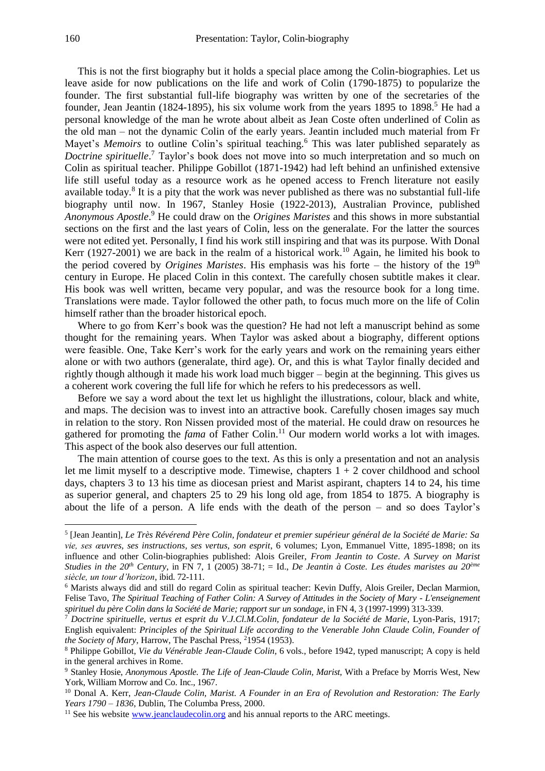This is not the first biography but it holds a special place among the Colin-biographies. Let us leave aside for now publications on the life and work of Colin (1790-1875) to popularize the founder. The first substantial full-life biography was written by one of the secretaries of the founder, Jean Jeantin (1824-1895), his six volume work from the years 1895 to 1898.[5] He had a personal knowledge of the man he wrote about albeit as Jean Coste often underlined of Colin as the old man – not the dynamic Colin of the early years. Jeantin included much material from Fr Mayet's *Memoirs* to outline Colin's spiritual teaching.[6] This was later published separately as *Doctrine spirituelle*.[7] Taylor's book does not move into so much interpretation and so much on Colin as spiritual teacher. Philippe Gobillot (1871-1942) had left behind an unfinished extensive life still useful today as a resource work as he opened access to French literature not easily available today.[8] It is a pity that the work was never published as there was no substantial full-life biography until now. In 1967, Stanley Hosie (1922-2013), Australian Province, published *Anonymous Apostle*.[9] He could draw on the *Origines Maristes* and this shows in more substantial sections on the first and the last years of Colin, less on the generalate. For the latter the sources were not edited yet. Personally, I find his work still inspiring and that was its purpose. With Donal Kerr (1927-2001) we are back in the realm of a historical work.[10] Again, he limited his book to the period covered by *Origines Maristes*. His emphasis was his forte – the history of the 19th century in Europe. He placed Colin in this context. The carefully chosen subtitle makes it clear. His book was well written, became very popular, and was the resource book for a long time. Translations were made. Taylor followed the other path, to focus much more on the life of Colin himself rather than the broader historical epoch.

Where to go from Kerr's book was the question? He had not left a manuscript behind as some thought for the remaining years. When Taylor was asked about a biography, different options were feasible. One, Take Kerr's work for the early years and work on the remaining years either alone or with two authors (generalate, third age). Or, and this is what Taylor finally decided and rightly though although it made his work load much bigger – begin at the beginning. This gives us a coherent work covering the full life for which he refers to his predecessors as well.

Before we say a word about the text let us highlight the illustrations, colour, black and white, and maps. The decision was to invest into an attractive book. Carefully chosen images say much in relation to the story. Ron Nissen provided most of the material. He could draw on resources he gathered for promoting the *fama* of Father Colin.[11] Our modern world works a lot with images. This aspect of the book also deserves our full attention.

The main attention of course goes to the text. As this is only a presentation and not an analysis let me limit myself to a descriptive mode. Timewise, chapters 1 + 2 cover childhood and school days, chapters 3 to 13 his time as diocesan priest and Marist aspirant, chapters 14 to 24, his time as superior general, and chapters 25 to 29 his long old age, from 1854 to 1875. A biography is about the life of a person. A life ends with the death of the person – and so does Taylor's

---

[5] [Jean Jeantin], *Le Très Révérend Père Colin, fondateur et premier supérieur général de la Société de Marie: Sa vie, ses œuvres, ses instructions, ses vertus, son esprit*, 6 volumes; Lyon, Emmanuel Vitte, 1895-1898; on its influence and other Colin-biographies published: Alois Greiler, *From Jeantin to Coste. A Survey on Marist Studies in the 20th Century*, in FN 7, 1 (2005) 38-71; = Id., *De Jeantin à Coste. Les études maristes au 20ème siècle, un tour d'horizon*, ibid. 72-111.

[6] Marists always did and still do regard Colin as spiritual teacher: Kevin Duffy, Alois Greiler, Declan Marmion, Felise Tavo, *The Spiritual Teaching of Father Colin: A Survey of Attitudes in the Society of Mary - L'enseignement spirituel du père Colin dans la Société de Marie; rapport sur un sondage*, in FN 4, 3 (1997-1999) 313-339.

[7] *Doctrine spirituelle, vertus et esprit du V.J.Cl.M.Colin, fondateur de la Société de Marie*, Lyon-Paris, 1917; English equivalent: *Principles of the Spiritual Life according to the Venerable John Claude Colin, Founder of the Society of Mary*, Harrow, The Paschal Press, 21954 (1953).

[8] Philippe Gobillot, *Vie du Vénérable Jean-Claude Colin*, 6 vols., before 1942, typed manuscript; A copy is held in the general archives in Rome.

[9] Stanley Hosie, *Anonymous Apostle. The Life of Jean-Claude Colin, Marist*, With a Preface by Morris West, New York, William Morrow and Co. Inc., 1967.

[10] Donal A. Kerr, *Jean-Claude Colin, Marist. A Founder in an Era of Revolution and Restoration: The Early Years 1790 – 1836*, Dublin, The Columba Press, 2000.

[11] See his website www.jeanclaudecolin.org and his annual reports to the ARC meetings.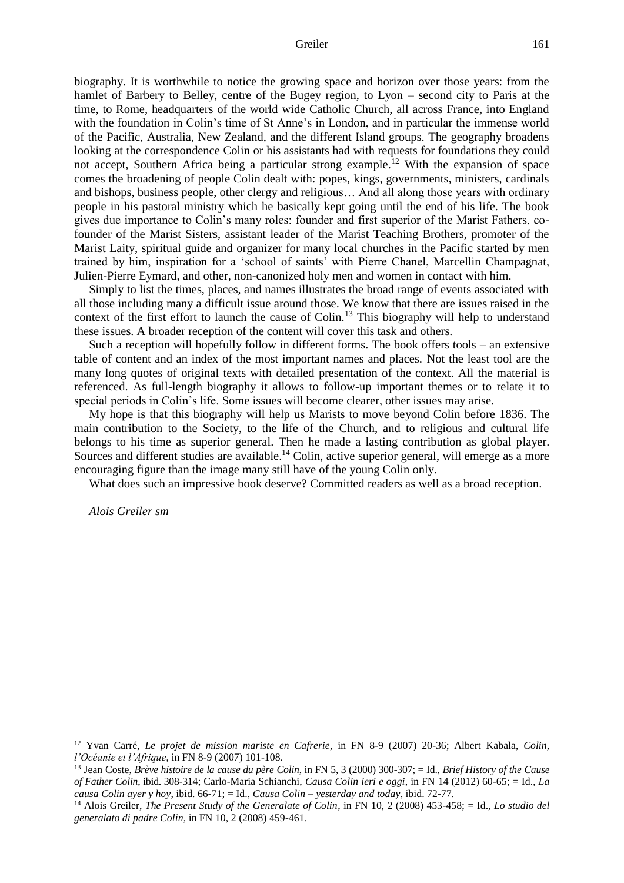biography. It is worthwhile to notice the growing space and horizon over those years: from the hamlet of Barbery to Belley, centre of the Bugey region, to Lyon – second city to Paris at the time, to Rome, headquarters of the world wide Catholic Church, all across France, into England with the foundation in Colin's time of St Anne's in London, and in particular the immense world of the Pacific, Australia, New Zealand, and the different Island groups. The geography broadens looking at the correspondence Colin or his assistants had with requests for foundations they could not accept, Southern Africa being a particular strong example.[12] With the expansion of space comes the broadening of people Colin dealt with: popes, kings, governments, ministers, cardinals and bishops, business people, other clergy and religious… And all along those years with ordinary people in his pastoral ministry which he basically kept going until the end of his life. The book gives due importance to Colin's many roles: founder and first superior of the Marist Fathers, co-founder of the Marist Sisters, assistant leader of the Marist Teaching Brothers, promoter of the Marist Laity, spiritual guide and organizer for many local churches in the Pacific started by men trained by him, inspiration for a 'school of saints' with Pierre Chanel, Marcellin Champagnat, Julien-Pierre Eymard, and other, non-canonized holy men and women in contact with him.

Simply to list the times, places, and names illustrates the broad range of events associated with all those including many a difficult issue around those. We know that there are issues raised in the context of the first effort to launch the cause of Colin.[13] This biography will help to understand these issues. A broader reception of the content will cover this task and others.

Such a reception will hopefully follow in different forms. The book offers tools – an extensive table of content and an index of the most important names and places. Not the least tool are the many long quotes of original texts with detailed presentation of the context. All the material is referenced. As full-length biography it allows to follow-up important themes or to relate it to special periods in Colin's life. Some issues will become clearer, other issues may arise.

My hope is that this biography will help us Marists to move beyond Colin before 1836. The main contribution to the Society, to the life of the Church, and to religious and cultural life belongs to his time as superior general. Then he made a lasting contribution as global player. Sources and different studies are available.[14] Colin, active superior general, will emerge as a more encouraging figure than the image many still have of the young Colin only.

What does such an impressive book deserve? Committed readers as well as a broad reception.

*Alois Greiler sm*

---

[12] Yvan Carré, *Le projet de mission mariste en Cafrerie*, in FN 8-9 (2007) 20-36; Albert Kabala, *Colin, l'Océanie et l'Afrique*, in FN 8-9 (2007) 101-108.

[13] Jean Coste, *Brève histoire de la cause du père Colin*, in FN 5, 3 (2000) 300-307; = Id., *Brief History of the Cause of Father Colin*, ibid. 308-314; Carlo-Maria Schianchi, *Causa Colin ieri e oggi*, in FN 14 (2012) 60-65; = Id., *La causa Colin ayer y hoy*, ibid. 66-71; = Id., *Causa Colin – yesterday and today*, ibid. 72-77.

[14] Alois Greiler, *The Present Study of the Generalate of Colin*, in FN 10, 2 (2008) 453-458; = Id., *Lo studio del generalato di padre Colin*, in FN 10, 2 (2008) 459-461.